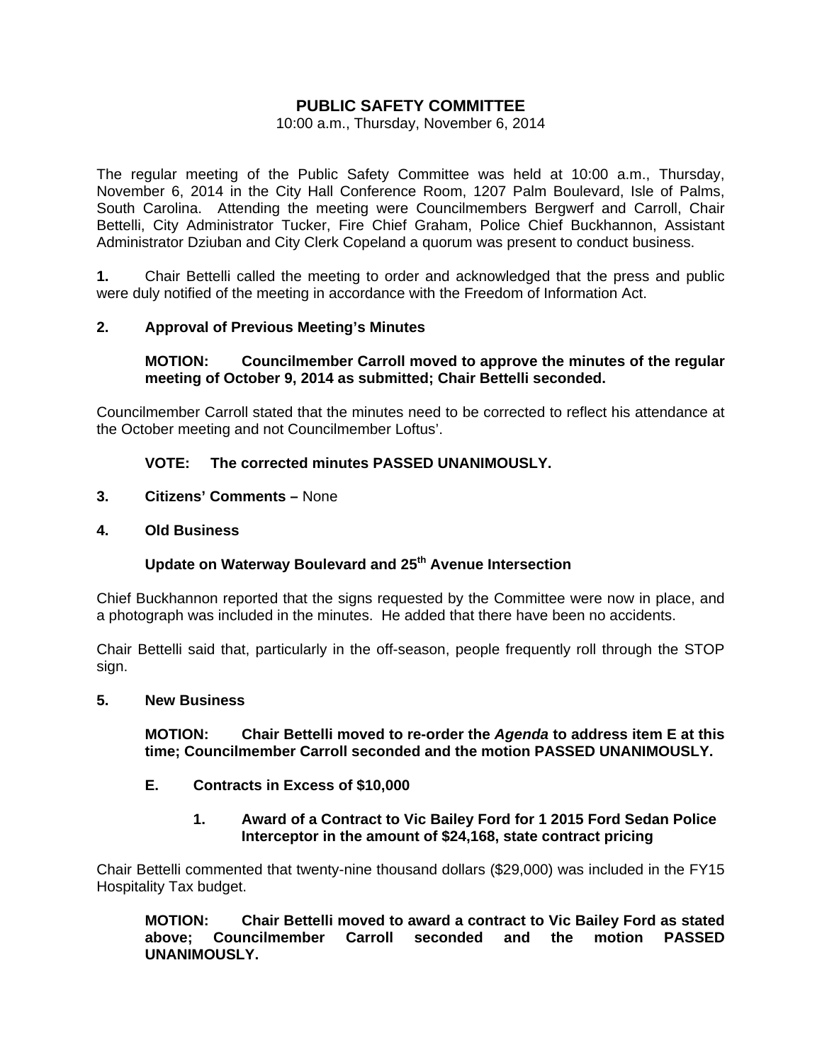# PUBLIC SAFETY COMMITTEE

10:00 a.m., Thursday, November 6, 2014

The regular meeting of the Public Safety Committee was held at 10:00 a.m., Thursday, November 6, 2014 in the City Hall Conference Room, 1207 Palm Boulevard, Isle of Palms, South Carolina. Attending the meeting were Councilmembers Bergwerf and Carroll, Chair Bettelli, City Administrator Tucker, Fire Chief Graham, Police Chief Buckhannon, Assistant Administrator Dziuban and City Clerk Copeland a quorum was present to conduct business.

**1.** Chair Bettelli called the meeting to order and acknowledged that the press and public were duly notified of the meeting in accordance with the Freedom of Information Act.

**2. Approval of Previous Meeting's Minutes**

**MOTION: Councilmember Carroll moved to approve the minutes of the regular meeting of October 9, 2014 as submitted; Chair Bettelli seconded.**

Councilmember Carroll stated that the minutes need to be corrected to reflect his attendance at the October meeting and not Councilmember Loftus'.

**VOTE: The corrected minutes PASSED UNANIMOUSLY.**

**3. Citizens' Comments –** None

**4. Old Business**

**Update on Waterway Boulevard and 25th Avenue Intersection**

Chief Buckhannon reported that the signs requested by the Committee were now in place, and a photograph was included in the minutes. He added that there have been no accidents.

Chair Bettelli said that, particularly in the off-season, people frequently roll through the STOP sign.

**5. New Business**

**MOTION: Chair Bettelli moved to re-order the *Agenda* to address item E at this time; Councilmember Carroll seconded and the motion PASSED UNANIMOUSLY.**

**E. Contracts in Excess of $10,000**

**1. Award of a Contract to Vic Bailey Ford for 1 2015 Ford Sedan Police Interceptor in the amount of $24,168, state contract pricing**

Chair Bettelli commented that twenty-nine thousand dollars ($29,000) was included in the FY15 Hospitality Tax budget.

**MOTION: Chair Bettelli moved to award a contract to Vic Bailey Ford as stated above; Councilmember Carroll seconded and the motion PASSED UNANIMOUSLY.**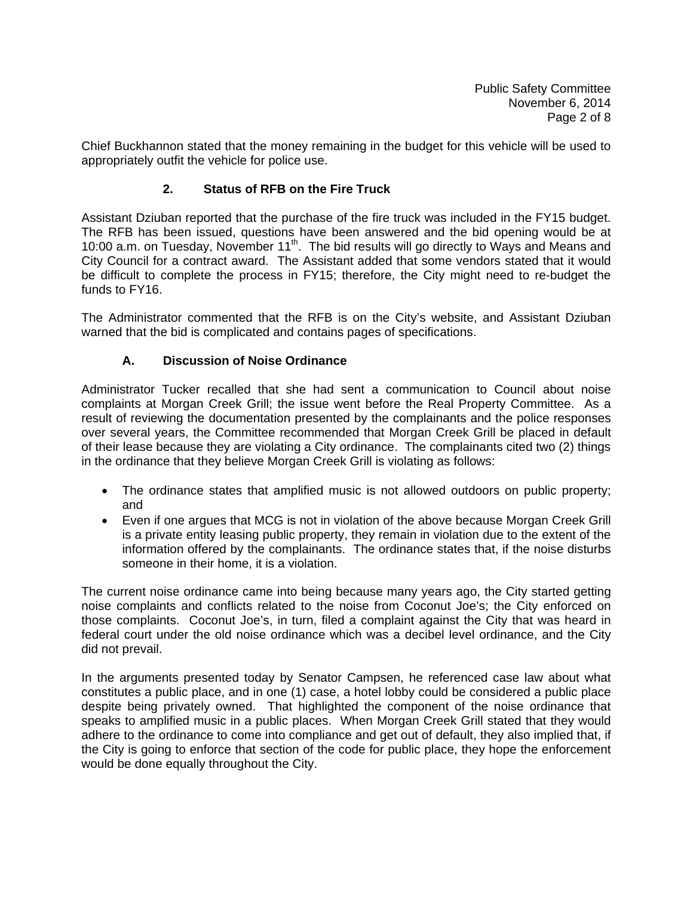Chief Buckhannon stated that the money remaining in the budget for this vehicle will be used to appropriately outfit the vehicle for police use.

### 2. Status of RFB on the Fire Truck

Assistant Dziuban reported that the purchase of the fire truck was included in the FY15 budget. The RFB has been issued, questions have been answered and the bid opening would be at 10:00 a.m. on Tuesday, November 11th. The bid results will go directly to Ways and Means and City Council for a contract award. The Assistant added that some vendors stated that it would be difficult to complete the process in FY15; therefore, the City might need to re-budget the funds to FY16.

The Administrator commented that the RFB is on the City's website, and Assistant Dziuban warned that the bid is complicated and contains pages of specifications.

### A. Discussion of Noise Ordinance

Administrator Tucker recalled that she had sent a communication to Council about noise complaints at Morgan Creek Grill; the issue went before the Real Property Committee. As a result of reviewing the documentation presented by the complainants and the police responses over several years, the Committee recommended that Morgan Creek Grill be placed in default of their lease because they are violating a City ordinance. The complainants cited two (2) things in the ordinance that they believe Morgan Creek Grill is violating as follows:

- The ordinance states that amplified music is not allowed outdoors on public property; and
- Even if one argues that MCG is not in violation of the above because Morgan Creek Grill is a private entity leasing public property, they remain in violation due to the extent of the information offered by the complainants. The ordinance states that, if the noise disturbs someone in their home, it is a violation.

The current noise ordinance came into being because many years ago, the City started getting noise complaints and conflicts related to the noise from Coconut Joe's; the City enforced on those complaints. Coconut Joe's, in turn, filed a complaint against the City that was heard in federal court under the old noise ordinance which was a decibel level ordinance, and the City did not prevail.

In the arguments presented today by Senator Campsen, he referenced case law about what constitutes a public place, and in one (1) case, a hotel lobby could be considered a public place despite being privately owned. That highlighted the component of the noise ordinance that speaks to amplified music in a public places. When Morgan Creek Grill stated that they would adhere to the ordinance to come into compliance and get out of default, they also implied that, if the City is going to enforce that section of the code for public place, they hope the enforcement would be done equally throughout the City.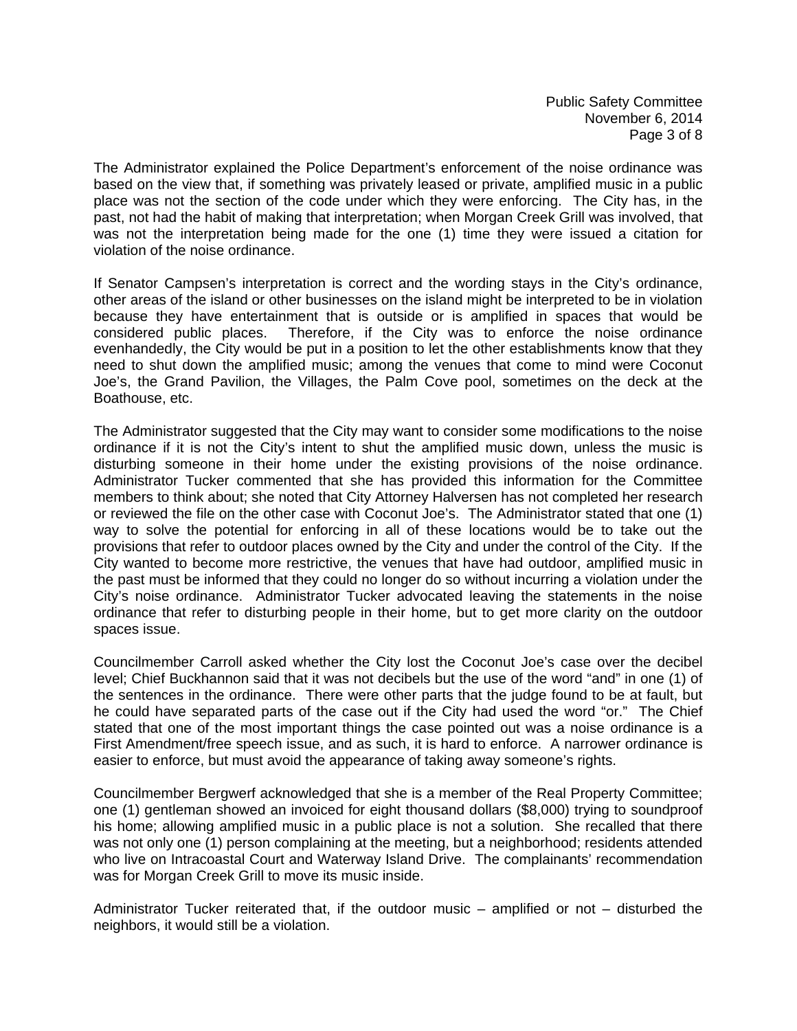The Administrator explained the Police Department's enforcement of the noise ordinance was based on the view that, if something was privately leased or private, amplified music in a public place was not the section of the code under which they were enforcing. The City has, in the past, not had the habit of making that interpretation; when Morgan Creek Grill was involved, that was not the interpretation being made for the one (1) time they were issued a citation for violation of the noise ordinance.

If Senator Campsen's interpretation is correct and the wording stays in the City's ordinance, other areas of the island or other businesses on the island might be interpreted to be in violation because they have entertainment that is outside or is amplified in spaces that would be considered public places. Therefore, if the City was to enforce the noise ordinance evenhandedly, the City would be put in a position to let the other establishments know that they need to shut down the amplified music; among the venues that come to mind were Coconut Joe's, the Grand Pavilion, the Villages, the Palm Cove pool, sometimes on the deck at the Boathouse, etc.

The Administrator suggested that the City may want to consider some modifications to the noise ordinance if it is not the City's intent to shut the amplified music down, unless the music is disturbing someone in their home under the existing provisions of the noise ordinance. Administrator Tucker commented that she has provided this information for the Committee members to think about; she noted that City Attorney Halversen has not completed her research or reviewed the file on the other case with Coconut Joe's. The Administrator stated that one (1) way to solve the potential for enforcing in all of these locations would be to take out the provisions that refer to outdoor places owned by the City and under the control of the City. If the City wanted to become more restrictive, the venues that have had outdoor, amplified music in the past must be informed that they could no longer do so without incurring a violation under the City's noise ordinance. Administrator Tucker advocated leaving the statements in the noise ordinance that refer to disturbing people in their home, but to get more clarity on the outdoor spaces issue.

Councilmember Carroll asked whether the City lost the Coconut Joe's case over the decibel level; Chief Buckhannon said that it was not decibels but the use of the word "and" in one (1) of the sentences in the ordinance. There were other parts that the judge found to be at fault, but he could have separated parts of the case out if the City had used the word "or." The Chief stated that one of the most important things the case pointed out was a noise ordinance is a First Amendment/free speech issue, and as such, it is hard to enforce. A narrower ordinance is easier to enforce, but must avoid the appearance of taking away someone's rights.

Councilmember Bergwerf acknowledged that she is a member of the Real Property Committee; one (1) gentleman showed an invoiced for eight thousand dollars ($8,000) trying to soundproof his home; allowing amplified music in a public place is not a solution. She recalled that there was not only one (1) person complaining at the meeting, but a neighborhood; residents attended who live on Intracoastal Court and Waterway Island Drive. The complainants' recommendation was for Morgan Creek Grill to move its music inside.

Administrator Tucker reiterated that, if the outdoor music – amplified or not – disturbed the neighbors, it would still be a violation.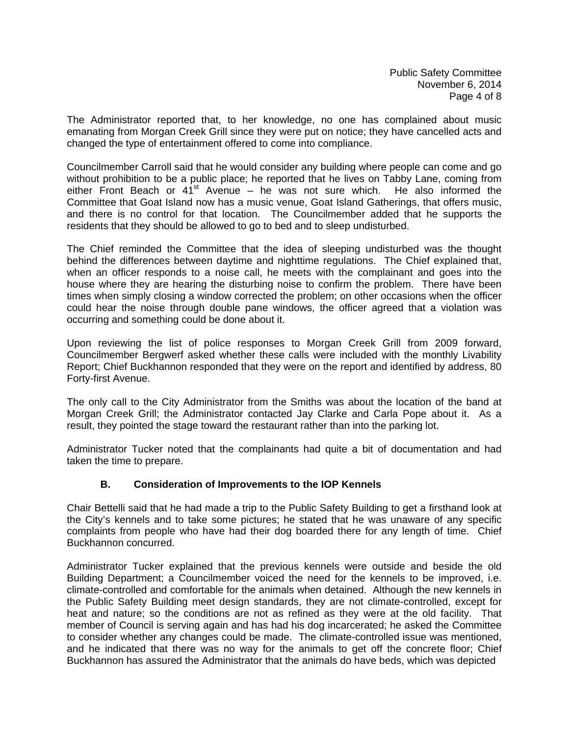The Administrator reported that, to her knowledge, no one has complained about music emanating from Morgan Creek Grill since they were put on notice; they have cancelled acts and changed the type of entertainment offered to come into compliance.

Councilmember Carroll said that he would consider any building where people can come and go without prohibition to be a public place; he reported that he lives on Tabby Lane, coming from either Front Beach or 41st Avenue – he was not sure which. He also informed the Committee that Goat Island now has a music venue, Goat Island Gatherings, that offers music, and there is no control for that location. The Councilmember added that he supports the residents that they should be allowed to go to bed and to sleep undisturbed.

The Chief reminded the Committee that the idea of sleeping undisturbed was the thought behind the differences between daytime and nighttime regulations. The Chief explained that, when an officer responds to a noise call, he meets with the complainant and goes into the house where they are hearing the disturbing noise to confirm the problem. There have been times when simply closing a window corrected the problem; on other occasions when the officer could hear the noise through double pane windows, the officer agreed that a violation was occurring and something could be done about it.

Upon reviewing the list of police responses to Morgan Creek Grill from 2009 forward, Councilmember Bergwerf asked whether these calls were included with the monthly Livability Report; Chief Buckhannon responded that they were on the report and identified by address, 80 Forty-first Avenue.

The only call to the City Administrator from the Smiths was about the location of the band at Morgan Creek Grill; the Administrator contacted Jay Clarke and Carla Pope about it. As a result, they pointed the stage toward the restaurant rather than into the parking lot.

Administrator Tucker noted that the complainants had quite a bit of documentation and had taken the time to prepare.

### B. Consideration of Improvements to the IOP Kennels

Chair Bettelli said that he had made a trip to the Public Safety Building to get a firsthand look at the City's kennels and to take some pictures; he stated that he was unaware of any specific complaints from people who have had their dog boarded there for any length of time. Chief Buckhannon concurred.

Administrator Tucker explained that the previous kennels were outside and beside the old Building Department; a Councilmember voiced the need for the kennels to be improved, i.e. climate-controlled and comfortable for the animals when detained. Although the new kennels in the Public Safety Building meet design standards, they are not climate-controlled, except for heat and nature; so the conditions are not as refined as they were at the old facility. That member of Council is serving again and has had his dog incarcerated; he asked the Committee to consider whether any changes could be made. The climate-controlled issue was mentioned, and he indicated that there was no way for the animals to get off the concrete floor; Chief Buckhannon has assured the Administrator that the animals do have beds, which was depicted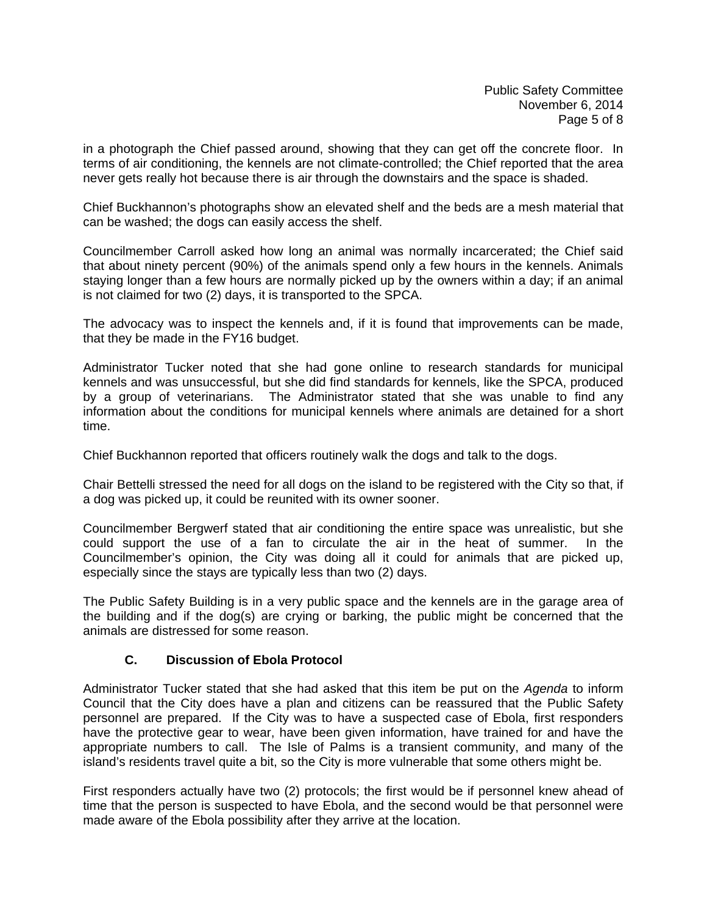in a photograph the Chief passed around, showing that they can get off the concrete floor. In terms of air conditioning, the kennels are not climate-controlled; the Chief reported that the area never gets really hot because there is air through the downstairs and the space is shaded.

Chief Buckhannon's photographs show an elevated shelf and the beds are a mesh material that can be washed; the dogs can easily access the shelf.

Councilmember Carroll asked how long an animal was normally incarcerated; the Chief said that about ninety percent (90%) of the animals spend only a few hours in the kennels. Animals staying longer than a few hours are normally picked up by the owners within a day; if an animal is not claimed for two (2) days, it is transported to the SPCA.

The advocacy was to inspect the kennels and, if it is found that improvements can be made, that they be made in the FY16 budget.

Administrator Tucker noted that she had gone online to research standards for municipal kennels and was unsuccessful, but she did find standards for kennels, like the SPCA, produced by a group of veterinarians. The Administrator stated that she was unable to find any information about the conditions for municipal kennels where animals are detained for a short time.

Chief Buckhannon reported that officers routinely walk the dogs and talk to the dogs.

Chair Bettelli stressed the need for all dogs on the island to be registered with the City so that, if a dog was picked up, it could be reunited with its owner sooner.

Councilmember Bergwerf stated that air conditioning the entire space was unrealistic, but she could support the use of a fan to circulate the air in the heat of summer. In the Councilmember's opinion, the City was doing all it could for animals that are picked up, especially since the stays are typically less than two (2) days.

The Public Safety Building is in a very public space and the kennels are in the garage area of the building and if the dog(s) are crying or barking, the public might be concerned that the animals are distressed for some reason.

### C. Discussion of Ebola Protocol

Administrator Tucker stated that she had asked that this item be put on the *Agenda* to inform Council that the City does have a plan and citizens can be reassured that the Public Safety personnel are prepared. If the City was to have a suspected case of Ebola, first responders have the protective gear to wear, have been given information, have trained for and have the appropriate numbers to call. The Isle of Palms is a transient community, and many of the island's residents travel quite a bit, so the City is more vulnerable that some others might be.

First responders actually have two (2) protocols; the first would be if personnel knew ahead of time that the person is suspected to have Ebola, and the second would be that personnel were made aware of the Ebola possibility after they arrive at the location.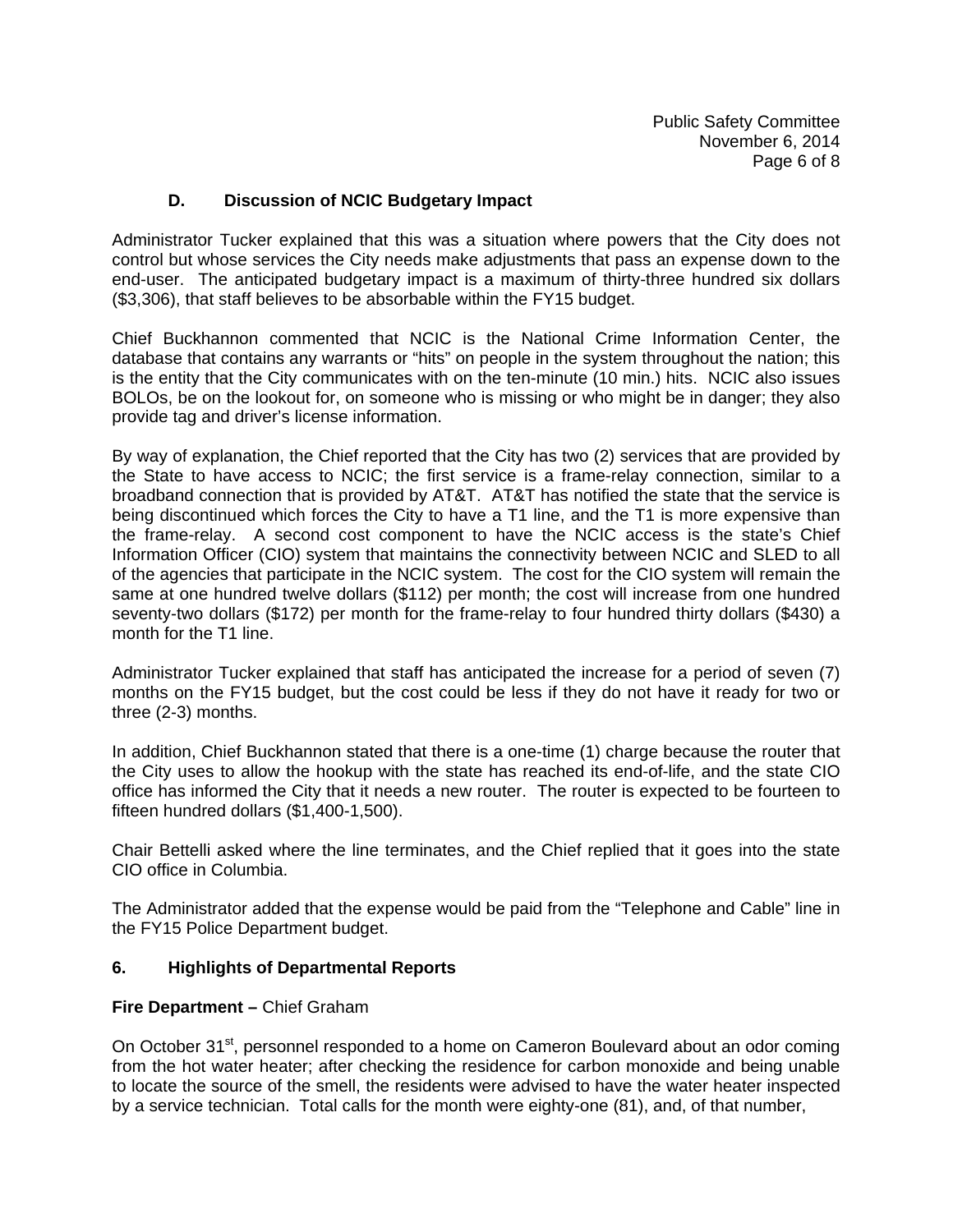### D. Discussion of NCIC Budgetary Impact

Administrator Tucker explained that this was a situation where powers that the City does not control but whose services the City needs make adjustments that pass an expense down to the end-user. The anticipated budgetary impact is a maximum of thirty-three hundred six dollars ($3,306), that staff believes to be absorbable within the FY15 budget.

Chief Buckhannon commented that NCIC is the National Crime Information Center, the database that contains any warrants or "hits" on people in the system throughout the nation; this is the entity that the City communicates with on the ten-minute (10 min.) hits. NCIC also issues BOLOs, be on the lookout for, on someone who is missing or who might be in danger; they also provide tag and driver's license information.

By way of explanation, the Chief reported that the City has two (2) services that are provided by the State to have access to NCIC; the first service is a frame-relay connection, similar to a broadband connection that is provided by AT&T. AT&T has notified the state that the service is being discontinued which forces the City to have a T1 line, and the T1 is more expensive than the frame-relay. A second cost component to have the NCIC access is the state's Chief Information Officer (CIO) system that maintains the connectivity between NCIC and SLED to all of the agencies that participate in the NCIC system. The cost for the CIO system will remain the same at one hundred twelve dollars ($112) per month; the cost will increase from one hundred seventy-two dollars ($172) per month for the frame-relay to four hundred thirty dollars ($430) a month for the T1 line.

Administrator Tucker explained that staff has anticipated the increase for a period of seven (7) months on the FY15 budget, but the cost could be less if they do not have it ready for two or three (2-3) months.

In addition, Chief Buckhannon stated that there is a one-time (1) charge because the router that the City uses to allow the hookup with the state has reached its end-of-life, and the state CIO office has informed the City that it needs a new router. The router is expected to be fourteen to fifteen hundred dollars ($1,400-1,500).

Chair Bettelli asked where the line terminates, and the Chief replied that it goes into the state CIO office in Columbia.

The Administrator added that the expense would be paid from the "Telephone and Cable" line in the FY15 Police Department budget.

## 6. Highlights of Departmental Reports

**Fire Department –** Chief Graham

On October 31st, personnel responded to a home on Cameron Boulevard about an odor coming from the hot water heater; after checking the residence for carbon monoxide and being unable to locate the source of the smell, the residents were advised to have the water heater inspected by a service technician. Total calls for the month were eighty-one (81), and, of that number,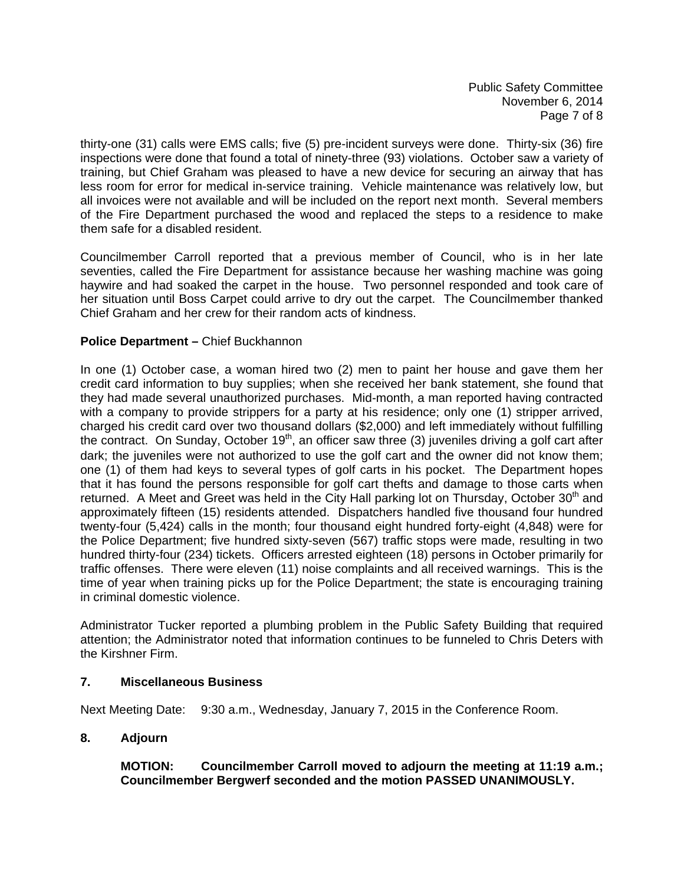thirty-one (31) calls were EMS calls; five (5) pre-incident surveys were done. Thirty-six (36) fire inspections were done that found a total of ninety-three (93) violations. October saw a variety of training, but Chief Graham was pleased to have a new device for securing an airway that has less room for error for medical in-service training. Vehicle maintenance was relatively low, but all invoices were not available and will be included on the report next month. Several members of the Fire Department purchased the wood and replaced the steps to a residence to make them safe for a disabled resident.

Councilmember Carroll reported that a previous member of Council, who is in her late seventies, called the Fire Department for assistance because her washing machine was going haywire and had soaked the carpet in the house. Two personnel responded and took care of her situation until Boss Carpet could arrive to dry out the carpet. The Councilmember thanked Chief Graham and her crew for their random acts of kindness.

**Police Department –** Chief Buckhannon

In one (1) October case, a woman hired two (2) men to paint her house and gave them her credit card information to buy supplies; when she received her bank statement, she found that they had made several unauthorized purchases. Mid-month, a man reported having contracted with a company to provide strippers for a party at his residence; only one (1) stripper arrived, charged his credit card over two thousand dollars ($2,000) and left immediately without fulfilling the contract. On Sunday, October 19th, an officer saw three (3) juveniles driving a golf cart after dark; the juveniles were not authorized to use the golf cart and the owner did not know them; one (1) of them had keys to several types of golf carts in his pocket. The Department hopes that it has found the persons responsible for golf cart thefts and damage to those carts when returned. A Meet and Greet was held in the City Hall parking lot on Thursday, October 30th and approximately fifteen (15) residents attended. Dispatchers handled five thousand four hundred twenty-four (5,424) calls in the month; four thousand eight hundred forty-eight (4,848) were for the Police Department; five hundred sixty-seven (567) traffic stops were made, resulting in two hundred thirty-four (234) tickets. Officers arrested eighteen (18) persons in October primarily for traffic offenses. There were eleven (11) noise complaints and all received warnings. This is the time of year when training picks up for the Police Department; the state is encouraging training in criminal domestic violence.

Administrator Tucker reported a plumbing problem in the Public Safety Building that required attention; the Administrator noted that information continues to be funneled to Chris Deters with the Kirshner Firm.

## 7. Miscellaneous Business

Next Meeting Date: 9:30 a.m., Wednesday, January 7, 2015 in the Conference Room.

## 8. Adjourn

**MOTION: Councilmember Carroll moved to adjourn the meeting at 11:19 a.m.; Councilmember Bergwerf seconded and the motion PASSED UNANIMOUSLY.**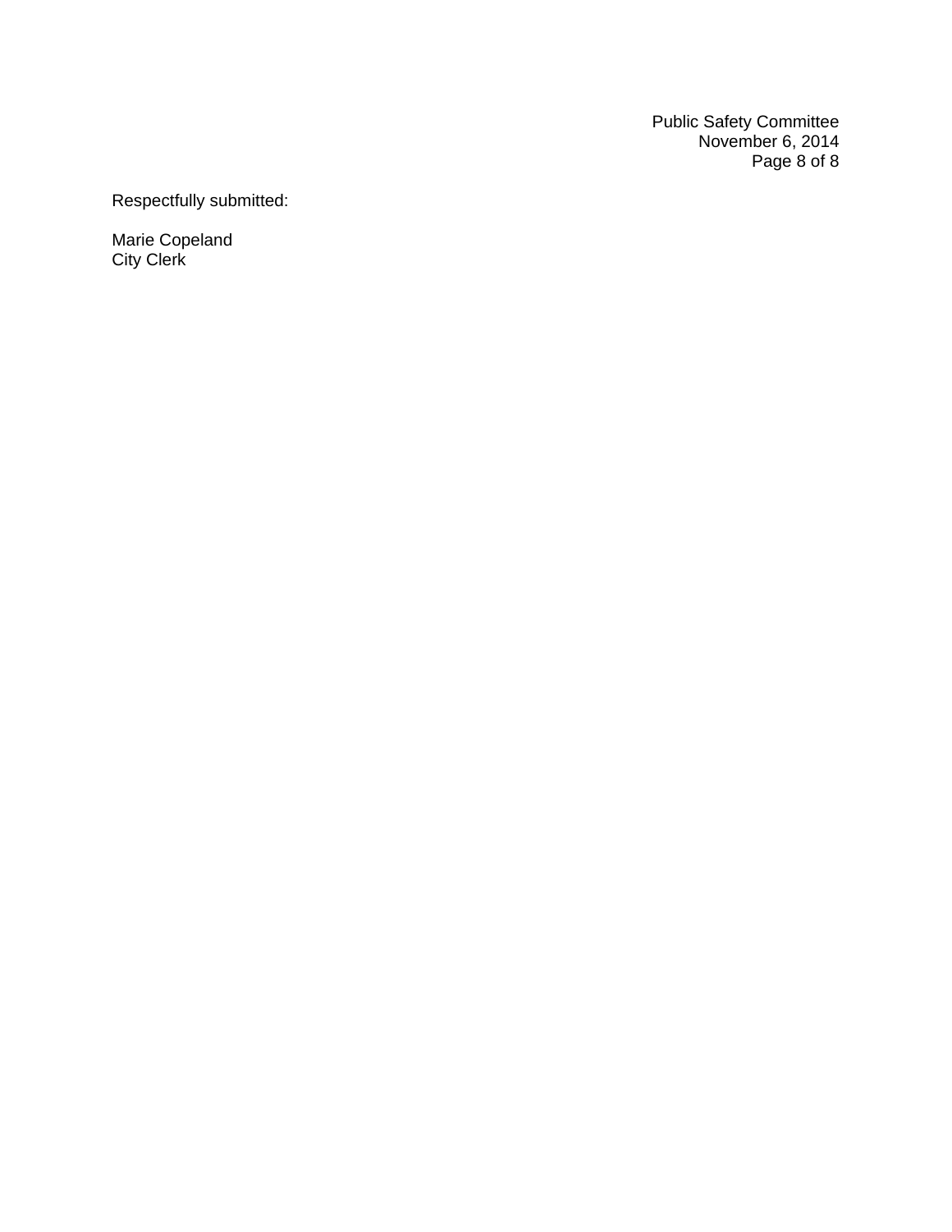Respectfully submitted:

Marie Copeland
City Clerk